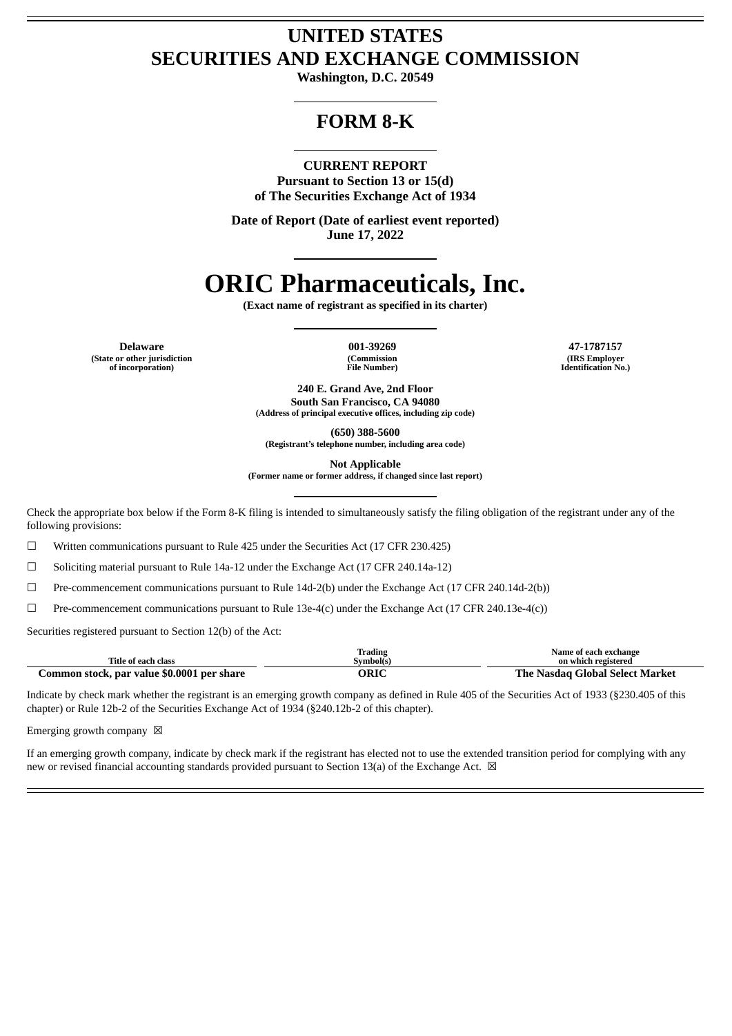# UNITED STATES
# SECURITIES AND EXCHANGE COMMISSION

**Washington, D.C. 20549**

## FORM 8-K

**CURRENT REPORT**
**Pursuant to Section 13 or 15(d)**
**of The Securities Exchange Act of 1934**

**Date of Report (Date of earliest event reported)**
**June 17, 2022**

# ORIC Pharmaceuticals, Inc.

**(Exact name of registrant as specified in its charter)**

| | | |
|---|---|---|
| **Delaware** | **001-39269** | **47-1787157** |
| **(State or other jurisdiction of incorporation)** | **(Commission File Number)** | **(IRS Employer Identification No.)** |

**240 E. Grand Ave, 2nd Floor**
**South San Francisco, CA 94080**
**(Address of principal executive offices, including zip code)**

**(650) 388-5600**
**(Registrant's telephone number, including area code)**

**Not Applicable**
**(Former name or former address, if changed since last report)**

Check the appropriate box below if the Form 8-K filing is intended to simultaneously satisfy the filing obligation of the registrant under any of the following provisions:

☐ Written communications pursuant to Rule 425 under the Securities Act (17 CFR 230.425)

☐ Soliciting material pursuant to Rule 14a-12 under the Exchange Act (17 CFR 240.14a-12)

☐ Pre-commencement communications pursuant to Rule 14d-2(b) under the Exchange Act (17 CFR 240.14d-2(b))

☐ Pre-commencement communications pursuant to Rule 13e-4(c) under the Exchange Act (17 CFR 240.13e-4(c))

Securities registered pursuant to Section 12(b) of the Act:

| Title of each class | Trading Symbol(s) | Name of each exchange on which registered |
|---|---|---|
| **Common stock, par value $0.0001 per share** | **ORIC** | **The Nasdaq Global Select Market** |

Indicate by check mark whether the registrant is an emerging growth company as defined in Rule 405 of the Securities Act of 1933 (§230.405 of this chapter) or Rule 12b-2 of the Securities Exchange Act of 1934 (§240.12b-2 of this chapter).

Emerging growth company ☒

If an emerging growth company, indicate by check mark if the registrant has elected not to use the extended transition period for complying with any new or revised financial accounting standards provided pursuant to Section 13(a) of the Exchange Act. ☒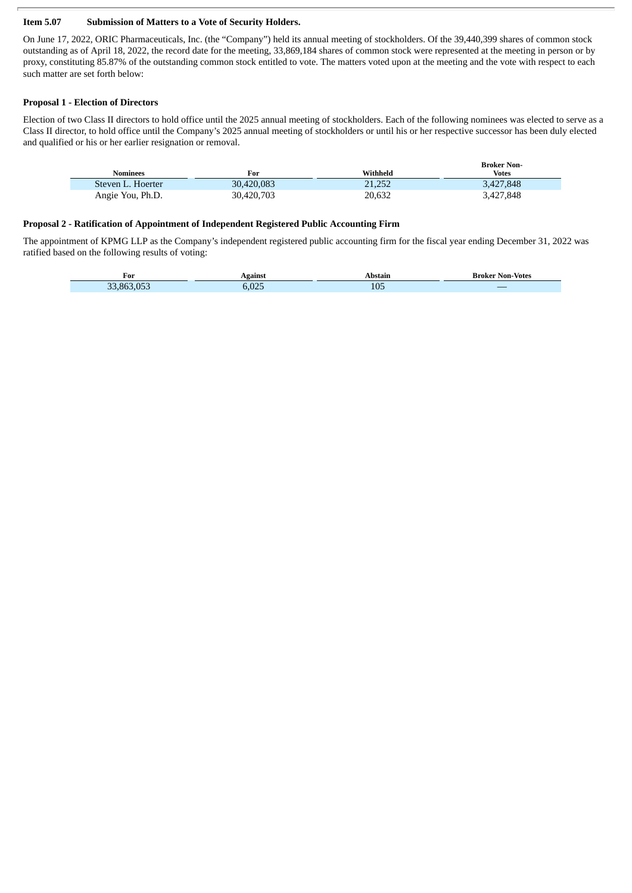**Item 5.07 Submission of Matters to a Vote of Security Holders.**

On June 17, 2022, ORIC Pharmaceuticals, Inc. (the "Company") held its annual meeting of stockholders. Of the 39,440,399 shares of common stock outstanding as of April 18, 2022, the record date for the meeting, 33,869,184 shares of common stock were represented at the meeting in person or by proxy, constituting 85.87% of the outstanding common stock entitled to vote. The matters voted upon at the meeting and the vote with respect to each such matter are set forth below:

**Proposal 1 - Election of Directors**

Election of two Class II directors to hold office until the 2025 annual meeting of stockholders. Each of the following nominees was elected to serve as a Class II director, to hold office until the Company's 2025 annual meeting of stockholders or until his or her respective successor has been duly elected and qualified or his or her earlier resignation or removal.

| Nominees | For | Withheld | Broker Non-Votes |
|---|---|---|---|
| Steven L. Hoerter | 30,420,083 | 21,252 | 3,427,848 |
| Angie You, Ph.D. | 30,420,703 | 20,632 | 3,427,848 |

**Proposal 2 - Ratification of Appointment of Independent Registered Public Accounting Firm**

The appointment of KPMG LLP as the Company's independent registered public accounting firm for the fiscal year ending December 31, 2022 was ratified based on the following results of voting:

| For | Against | Abstain | Broker Non-Votes |
|---|---|---|---|
| 33,863,053 | 6,025 | 105 | — |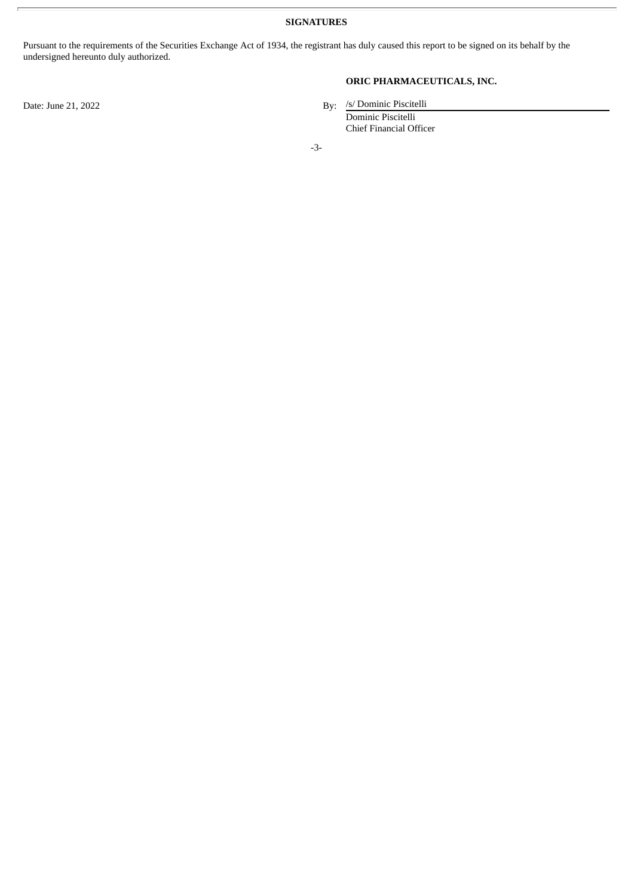**SIGNATURES**

Pursuant to the requirements of the Securities Exchange Act of 1934, the registrant has duly caused this report to be signed on its behalf by the undersigned hereunto duly authorized.

**ORIC PHARMACEUTICALS, INC.**

Date: June 21, 2022

By: /s/ Dominic Piscitelli
Dominic Piscitelli
Chief Financial Officer